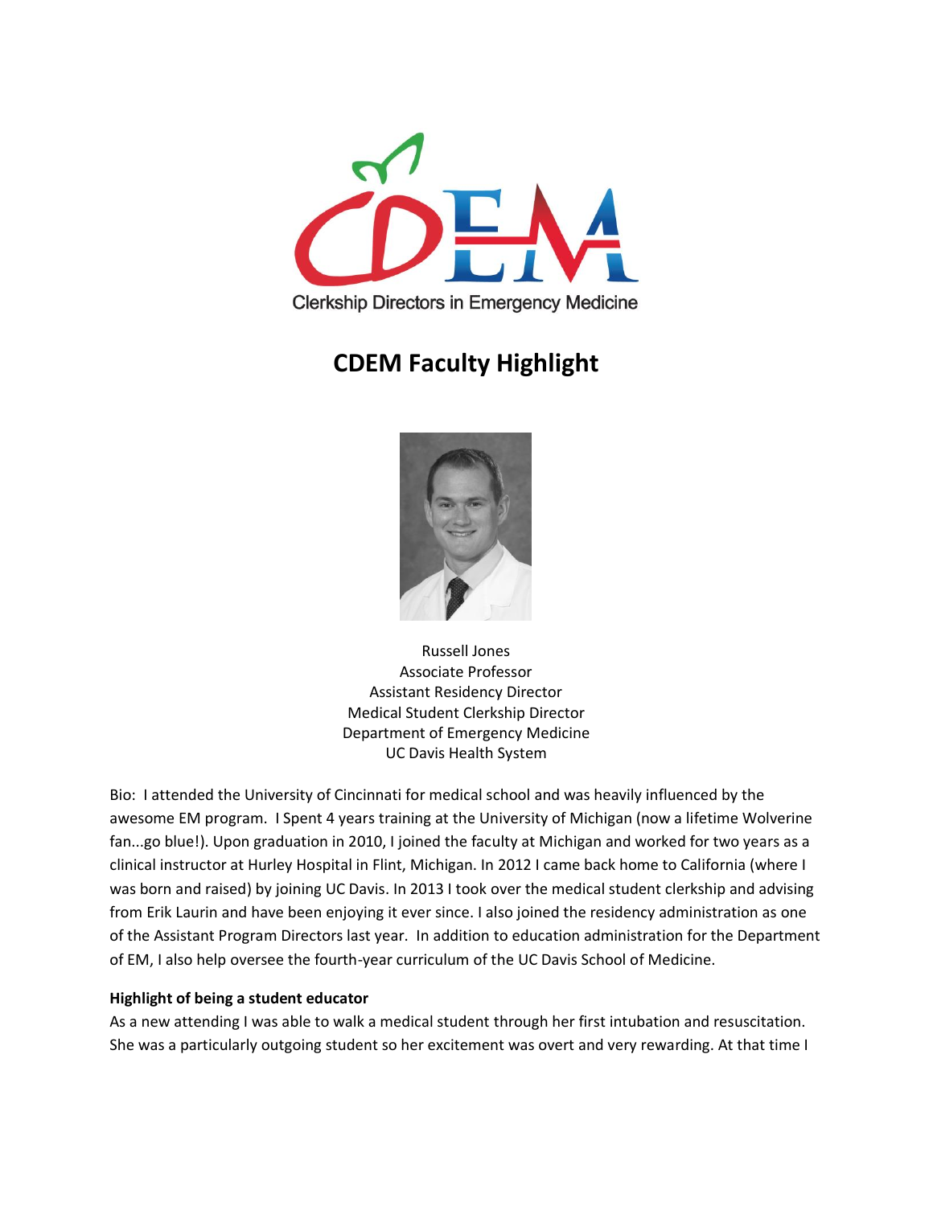Clerkship Directors in Emergency Medicine

# CDEM Faculty Highlight

Russell Jones
Associate Professor
Assistant Residency Director
Medical Student Clerkship Director
Department of Emergency Medicine
UC Davis Health System

Bio: I attended the University of Cincinnati for medical school and was heavily influenced by the awesome EM program. I Spent 4 years training at the University of Michigan (now a lifetime Wolverine fan...go blue!). Upon graduation in 2010, I joined the faculty at Michigan and worked for two years as a clinical instructor at Hurley Hospital in Flint, Michigan. In 2012 I came back home to California (where I was born and raised) by joining UC Davis. In 2013 I took over the medical student clerkship and advising from Erik Laurin and have been enjoying it ever since. I also joined the residency administration as one of the Assistant Program Directors last year. In addition to education administration for the Department of EM, I also help oversee the fourth-year curriculum of the UC Davis School of Medicine.

**Highlight of being a student educator**

As a new attending I was able to walk a medical student through her first intubation and resuscitation. She was a particularly outgoing student so her excitement was overt and very rewarding. At that time I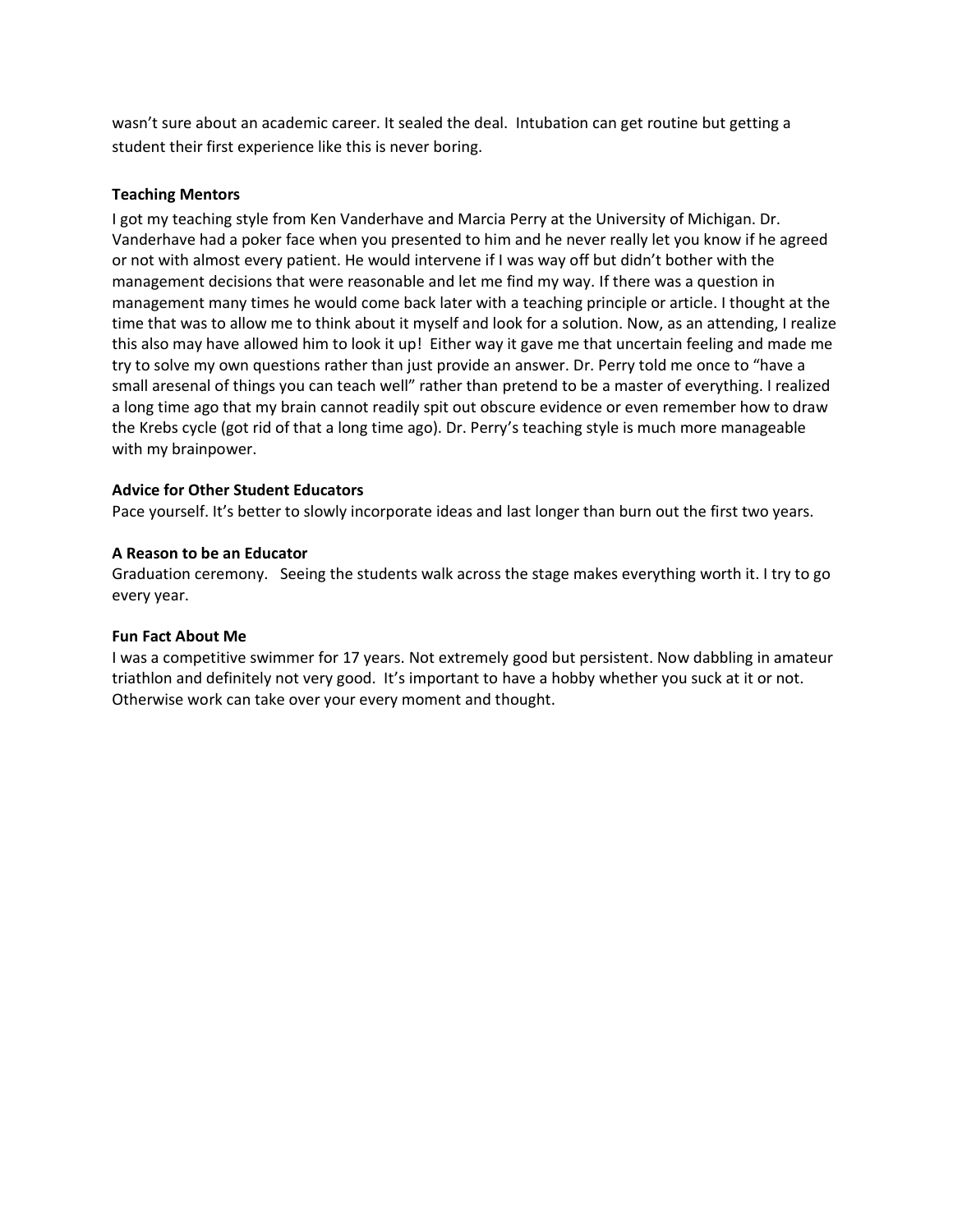wasn't sure about an academic career. It sealed the deal. Intubation can get routine but getting a student their first experience like this is never boring.

**Teaching Mentors**

I got my teaching style from Ken Vanderhave and Marcia Perry at the University of Michigan. Dr. Vanderhave had a poker face when you presented to him and he never really let you know if he agreed or not with almost every patient. He would intervene if I was way off but didn't bother with the management decisions that were reasonable and let me find my way. If there was a question in management many times he would come back later with a teaching principle or article. I thought at the time that was to allow me to think about it myself and look for a solution. Now, as an attending, I realize this also may have allowed him to look it up! Either way it gave me that uncertain feeling and made me try to solve my own questions rather than just provide an answer. Dr. Perry told me once to "have a small aresenal of things you can teach well" rather than pretend to be a master of everything. I realized a long time ago that my brain cannot readily spit out obscure evidence or even remember how to draw the Krebs cycle (got rid of that a long time ago). Dr. Perry's teaching style is much more manageable with my brainpower.

**Advice for Other Student Educators**

Pace yourself. It's better to slowly incorporate ideas and last longer than burn out the first two years.

**A Reason to be an Educator**

Graduation ceremony. Seeing the students walk across the stage makes everything worth it. I try to go every year.

**Fun Fact About Me**

I was a competitive swimmer for 17 years. Not extremely good but persistent. Now dabbling in amateur triathlon and definitely not very good. It's important to have a hobby whether you suck at it or not. Otherwise work can take over your every moment and thought.